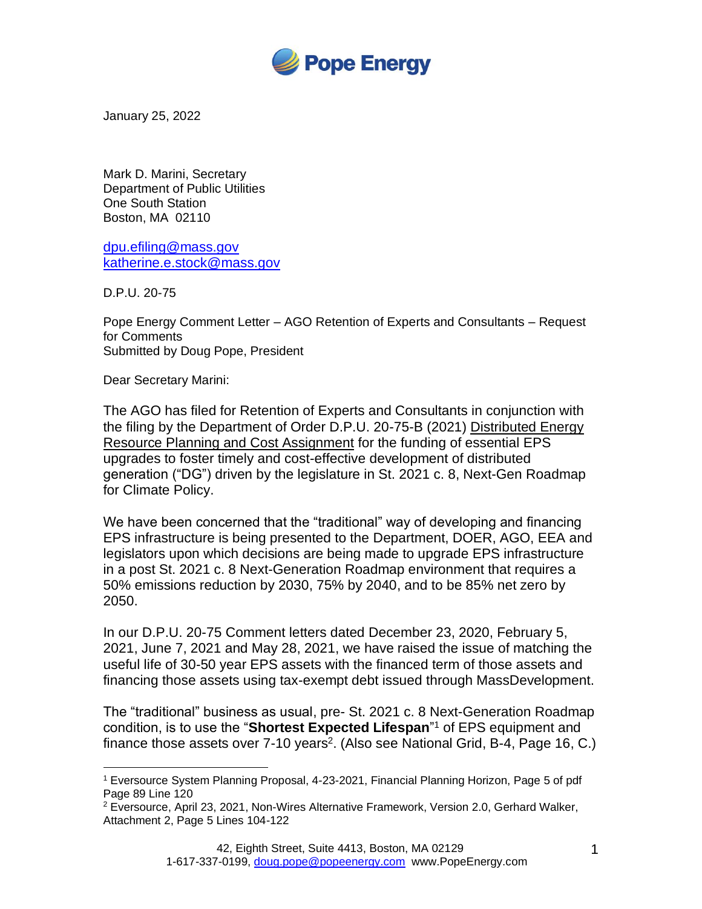Pope Energy

January 25, 2022

Mark D. Marini, Secretary
Department of Public Utilities
One South Station
Boston, MA 02110

dpu.efiling@mass.gov
katherine.e.stock@mass.gov

D.P.U. 20-75

Pope Energy Comment Letter – AGO Retention of Experts and Consultants – Request for Comments
Submitted by Doug Pope, President

Dear Secretary Marini:

The AGO has filed for Retention of Experts and Consultants in conjunction with the filing by the Department of Order D.P.U. 20-75-B (2021) Distributed Energy Resource Planning and Cost Assignment for the funding of essential EPS upgrades to foster timely and cost-effective development of distributed generation ("DG") driven by the legislature in St. 2021 c. 8, Next-Gen Roadmap for Climate Policy.

We have been concerned that the "traditional" way of developing and financing EPS infrastructure is being presented to the Department, DOER, AGO, EEA and legislators upon which decisions are being made to upgrade EPS infrastructure in a post St. 2021 c. 8 Next-Generation Roadmap environment that requires a 50% emissions reduction by 2030, 75% by 2040, and to be 85% net zero by 2050.

In our D.P.U. 20-75 Comment letters dated December 23, 2020, February 5, 2021, June 7, 2021 and May 28, 2021, we have raised the issue of matching the useful life of 30-50 year EPS assets with the financed term of those assets and financing those assets using tax-exempt debt issued through MassDevelopment.

The "traditional" business as usual, pre- St. 2021 c. 8 Next-Generation Roadmap condition, is to use the "**Shortest Expected Lifespan**"[1] of EPS equipment and finance those assets over 7-10 years[2]. (Also see National Grid, B-4, Page 16, C.)

---

[1] Eversource System Planning Proposal, 4-23-2021, Financial Planning Horizon, Page 5 of pdf Page 89 Line 120

[2] Eversource, April 23, 2021, Non-Wires Alternative Framework, Version 2.0, Gerhard Walker, Attachment 2, Page 5 Lines 104-122

42, Eighth Street, Suite 4413, Boston, MA 02129
1-617-337-0199, doug.pope@popeenergy.com www.PopeEnergy.com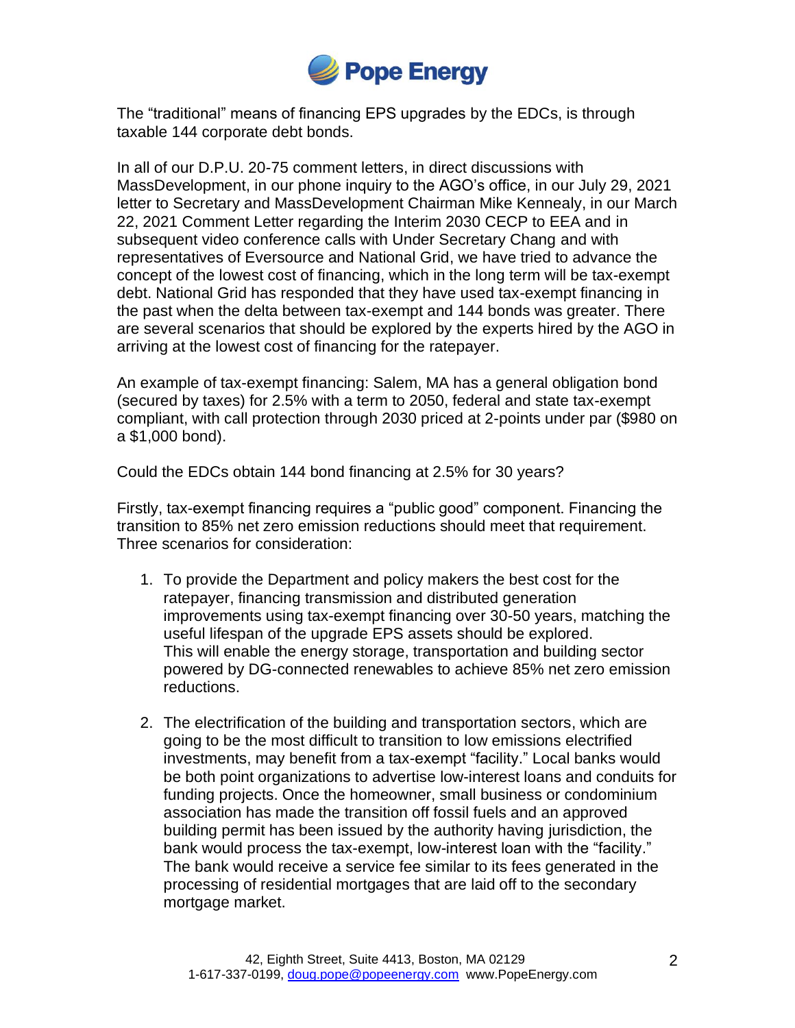The "traditional" means of financing EPS upgrades by the EDCs, is through taxable 144 corporate debt bonds.

In all of our D.P.U. 20-75 comment letters, in direct discussions with MassDevelopment, in our phone inquiry to the AGO's office, in our July 29, 2021 letter to Secretary and MassDevelopment Chairman Mike Kennealy, in our March 22, 2021 Comment Letter regarding the Interim 2030 CECP to EEA and in subsequent video conference calls with Under Secretary Chang and with representatives of Eversource and National Grid, we have tried to advance the concept of the lowest cost of financing, which in the long term will be tax-exempt debt. National Grid has responded that they have used tax-exempt financing in the past when the delta between tax-exempt and 144 bonds was greater. There are several scenarios that should be explored by the experts hired by the AGO in arriving at the lowest cost of financing for the ratepayer.

An example of tax-exempt financing: Salem, MA has a general obligation bond (secured by taxes) for 2.5% with a term to 2050, federal and state tax-exempt compliant, with call protection through 2030 priced at 2-points under par ($980 on a $1,000 bond).

Could the EDCs obtain 144 bond financing at 2.5% for 30 years?

Firstly, tax-exempt financing requires a "public good" component. Financing the transition to 85% net zero emission reductions should meet that requirement. Three scenarios for consideration:

1. To provide the Department and policy makers the best cost for the ratepayer, financing transmission and distributed generation improvements using tax-exempt financing over 30-50 years, matching the useful lifespan of the upgrade EPS assets should be explored. This will enable the energy storage, transportation and building sector powered by DG-connected renewables to achieve 85% net zero emission reductions.

2. The electrification of the building and transportation sectors, which are going to be the most difficult to transition to low emissions electrified investments, may benefit from a tax-exempt "facility." Local banks would be both point organizations to advertise low-interest loans and conduits for funding projects. Once the homeowner, small business or condominium association has made the transition off fossil fuels and an approved building permit has been issued by the authority having jurisdiction, the bank would process the tax-exempt, low-interest loan with the "facility." The bank would receive a service fee similar to its fees generated in the processing of residential mortgages that are laid off to the secondary mortgage market.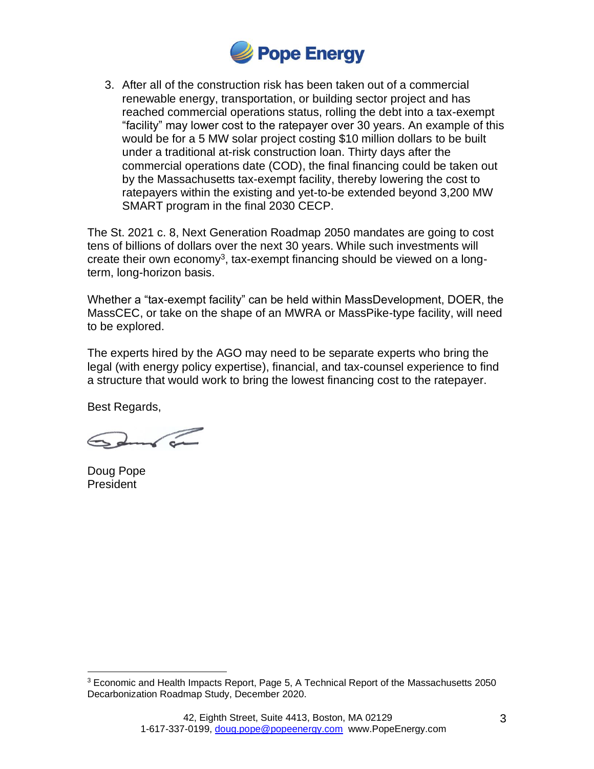3. After all of the construction risk has been taken out of a commercial renewable energy, transportation, or building sector project and has reached commercial operations status, rolling the debt into a tax-exempt "facility" may lower cost to the ratepayer over 30 years. An example of this would be for a 5 MW solar project costing $10 million dollars to be built under a traditional at-risk construction loan. Thirty days after the commercial operations date (COD), the final financing could be taken out by the Massachusetts tax-exempt facility, thereby lowering the cost to ratepayers within the existing and yet-to-be extended beyond 3,200 MW SMART program in the final 2030 CECP.

The St. 2021 c. 8, Next Generation Roadmap 2050 mandates are going to cost tens of billions of dollars over the next 30 years. While such investments will create their own economy[3], tax-exempt financing should be viewed on a long-term, long-horizon basis.

Whether a "tax-exempt facility" can be held within MassDevelopment, DOER, the MassCEC, or take on the shape of an MWRA or MassPike-type facility, will need to be explored.

The experts hired by the AGO may need to be separate experts who bring the legal (with energy policy expertise), financial, and tax-counsel experience to find a structure that would work to bring the lowest financing cost to the ratepayer.

Best Regards,

Doug Pope
President

[3] Economic and Health Impacts Report, Page 5, A Technical Report of the Massachusetts 2050 Decarbonization Roadmap Study, December 2020.